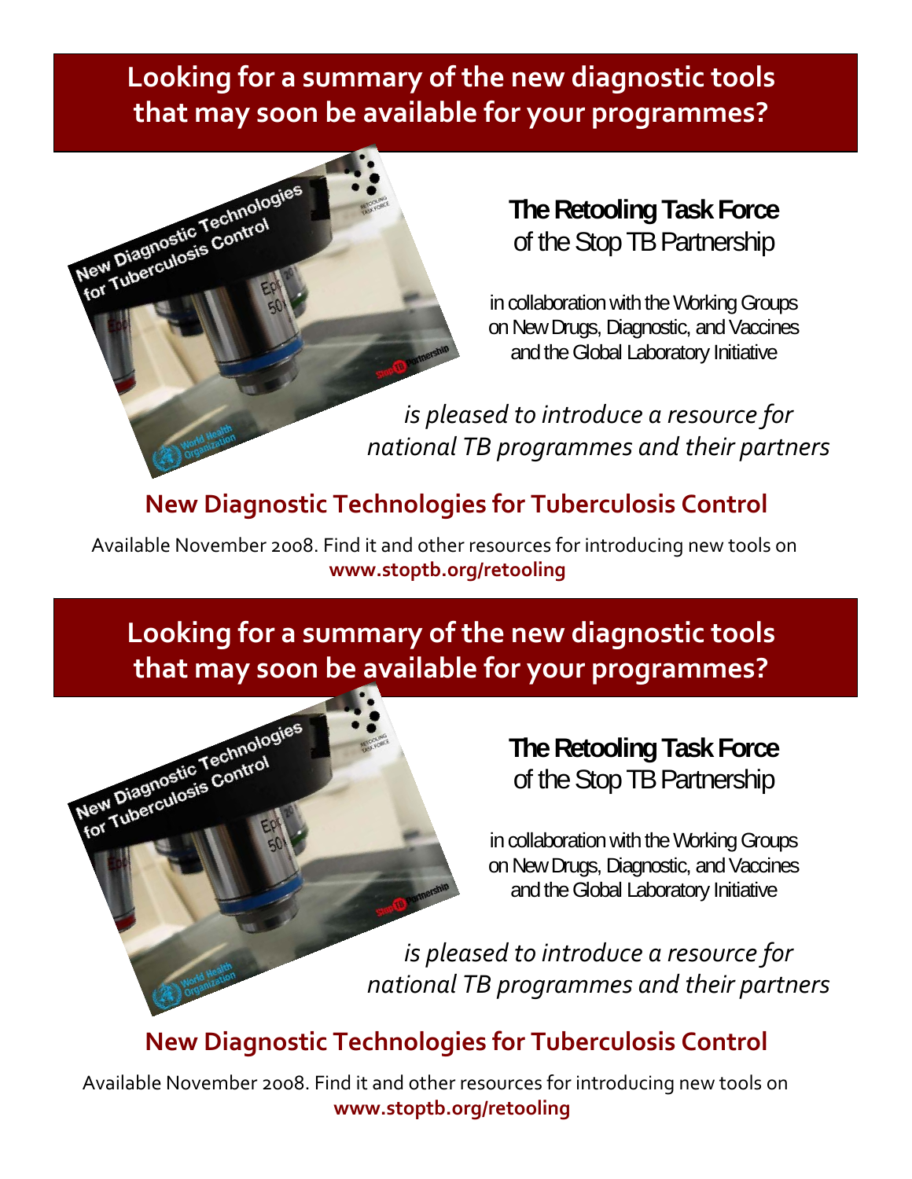# Looking for a summary of the new diagnostic tools that may soon be available for your programmes?

**The Retooling Task Force**
of the Stop TB Partnership

in collaboration with the Working Groups on New Drugs, Diagnostic, and Vaccines and the Global Laboratory Initiative

*is pleased to introduce a resource for national TB programmes and their partners*

## New Diagnostic Technologies for Tuberculosis Control

Available November 2008. Find it and other resources for introducing new tools on **www.stoptb.org/retooling**

# Looking for a summary of the new diagnostic tools that may soon be available for your programmes?

**The Retooling Task Force**
of the Stop TB Partnership

in collaboration with the Working Groups on New Drugs, Diagnostic, and Vaccines and the Global Laboratory Initiative

*is pleased to introduce a resource for national TB programmes and their partners*

## New Diagnostic Technologies for Tuberculosis Control

Available November 2008. Find it and other resources for introducing new tools on **www.stoptb.org/retooling**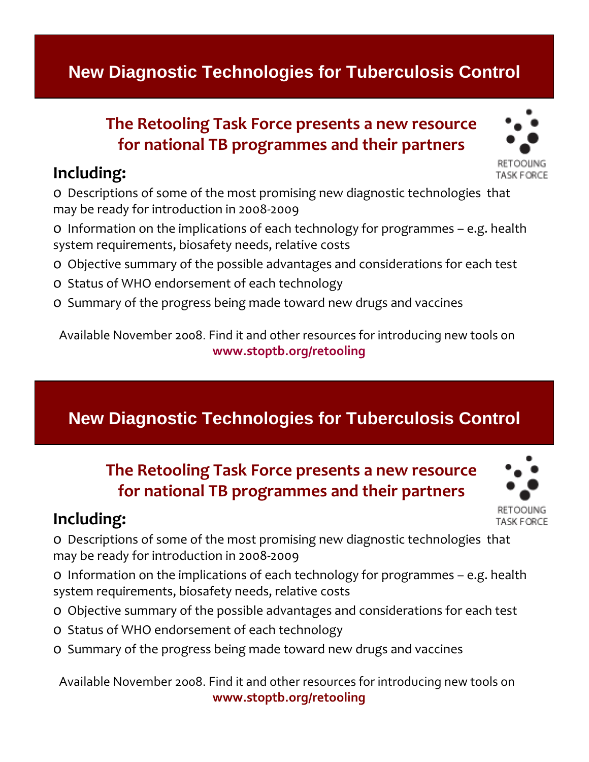# New Diagnostic Technologies for Tuberculosis Control

## The Retooling Task Force presents a new resource for national TB programmes and their partners

RETOOLING TASK FORCE

### Including:

- Descriptions of some of the most promising new diagnostic technologies that may be ready for introduction in 2008-2009
- Information on the implications of each technology for programmes – e.g. health system requirements, biosafety needs, relative costs
- Objective summary of the possible advantages and considerations for each test
- Status of WHO endorsement of each technology
- Summary of the progress being made toward new drugs and vaccines

Available November 2008. Find it and other resources for introducing new tools on **www.stoptb.org/retooling**

# New Diagnostic Technologies for Tuberculosis Control

## The Retooling Task Force presents a new resource for national TB programmes and their partners

RETOOLING TASK FORCE

### Including:

- Descriptions of some of the most promising new diagnostic technologies that may be ready for introduction in 2008-2009
- Information on the implications of each technology for programmes – e.g. health system requirements, biosafety needs, relative costs
- Objective summary of the possible advantages and considerations for each test
- Status of WHO endorsement of each technology
- Summary of the progress being made toward new drugs and vaccines

Available November 2008. Find it and other resources for introducing new tools on **www.stoptb.org/retooling**